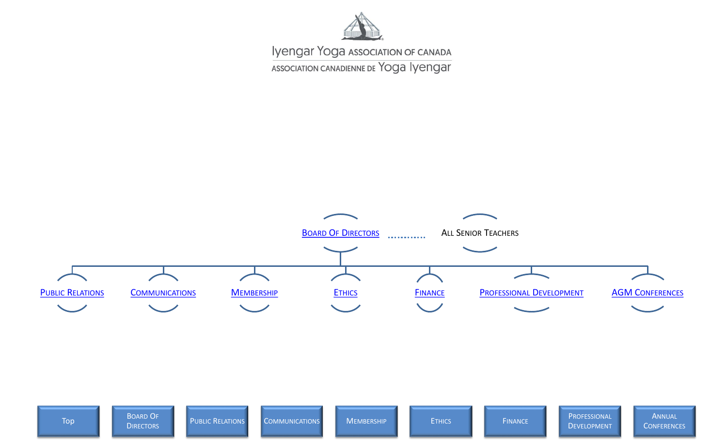Iyengar Yoga Association of Canada

Association canadienne de Yoga Iyengar

Board Of Directors ............ All Senior Teachers

Public Relations

Communications

Membership

Ethics

Finance

Professional Development

AGM Conferences

Top | Board Of Directors | Public Relations | Communications | Membership | Ethics | Finance | Professional Development | Annual Conferences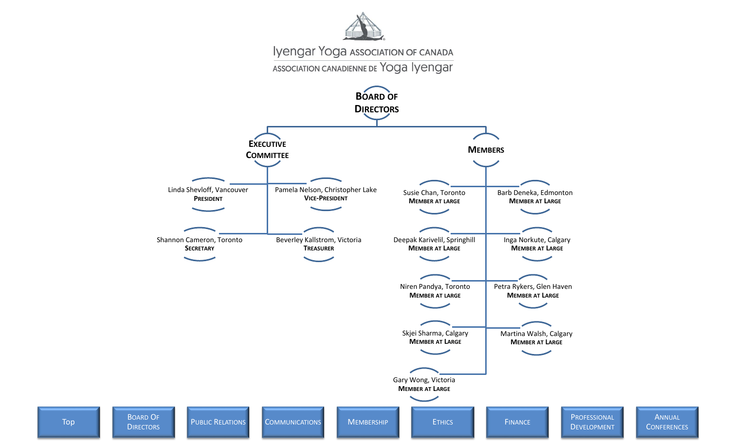Iyengar Yoga ASSOCIATION OF CANADA

ASSOCIATION CANADIENNE DE Yoga Iyengar

# Board of Directors

## Executive Committee

Linda Shevloff, Vancouver
**President**

Pamela Nelson, Christopher Lake
**Vice-President**

Shannon Cameron, Toronto
**Secretary**

Beverley Kallstrom, Victoria
**Treasurer**

## Members

Susie Chan, Toronto
**Member at Large**

Barb Deneka, Edmonton
**Member at Large**

Deepak Karivelil, Springhill
**Member at Large**

Inga Norkute, Calgary
**Member at Large**

Niren Pandya, Toronto
**Member at Large**

Petra Rykers, Glen Haven
**Member at Large**

Skjei Sharma, Calgary
**Member at Large**

Martina Walsh, Calgary
**Member at Large**

Gary Wong, Victoria
**Member at Large**

Top | Board Of Directors | Public Relations | Communications | Membership | Ethics | Finance | Professional Development | Annual Conferences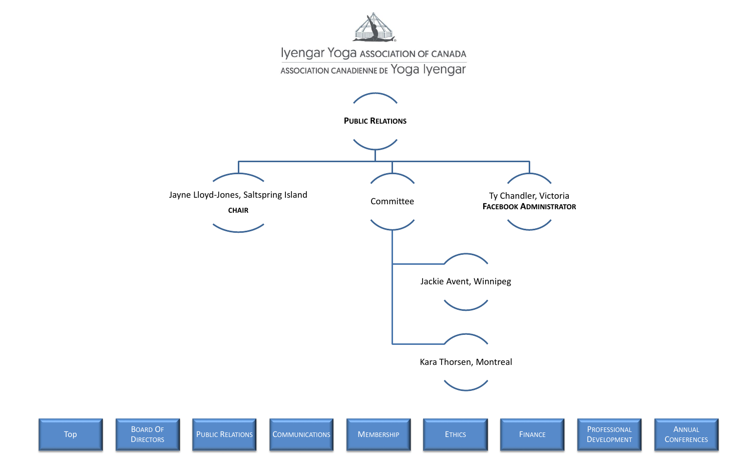Iyengar Yoga ASSOCIATION OF CANADA

ASSOCIATION CANADIENNE DE Yoga Iyengar

# PUBLIC RELATIONS

- Jayne Lloyd-Jones, Saltspring Island
  **CHAIR**
- Committee
  - Jackie Avent, Winnipeg
  - Kara Thorsen, Montreal
- Ty Chandler, Victoria
  **FACEBOOK ADMINISTRATOR**

Top | Board Of Directors | Public Relations | Communications | Membership | Ethics | Finance | Professional Development | Annual Conferences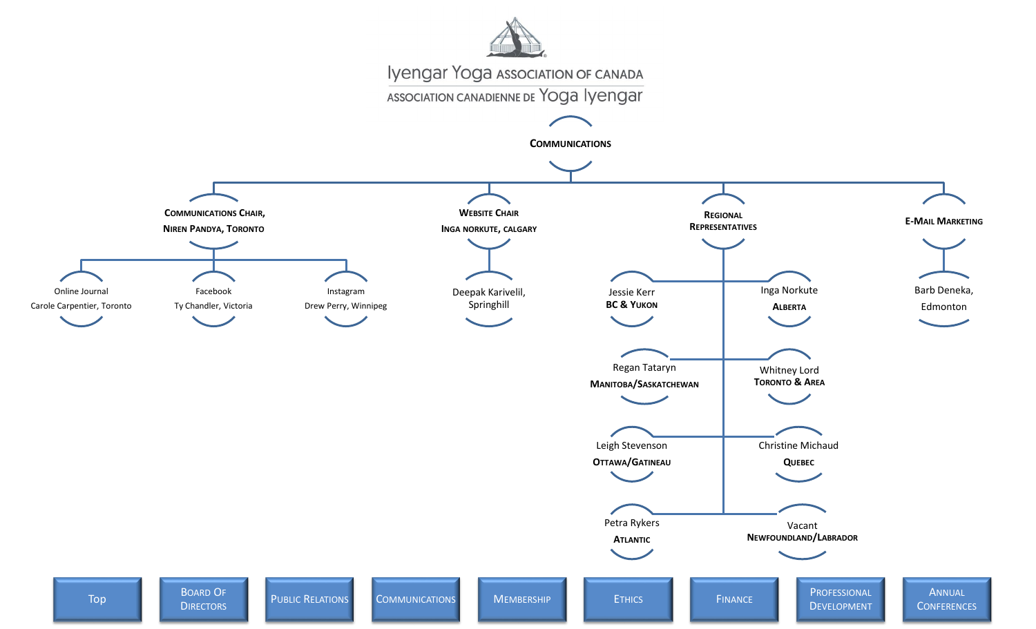Iyengar Yoga Association of Canada

Association canadienne de Yoga Iyengar

# Communications

## Communications Chair, Niren Pandya, Toronto

- Online Journal
  Carole Carpentier, Toronto
- Facebook
  Ty Chandler, Victoria
- Instagram
  Drew Perry, Winnipeg

## Website Chair Inga Norkute, Calgary

- Deepak Karivelil, Springhill

## Regional Representatives

- Jessie Kerr
  **BC & Yukon**
- Inga Norkute
  **Alberta**
- Regan Tataryn
  **Manitoba/Saskatchewan**
- Whitney Lord
  **Toronto & Area**
- Leigh Stevenson
  **Ottawa/Gatineau**
- Christine Michaud
  **Quebec**
- Petra Rykers
  **Atlantic**
- Vacant
  **Newfoundland/Labrador**

## E-Mail Marketing

- Barb Deneka, Edmonton

Top | Board Of Directors | Public Relations | Communications | Membership | Ethics | Finance | Professional Development | Annual Conferences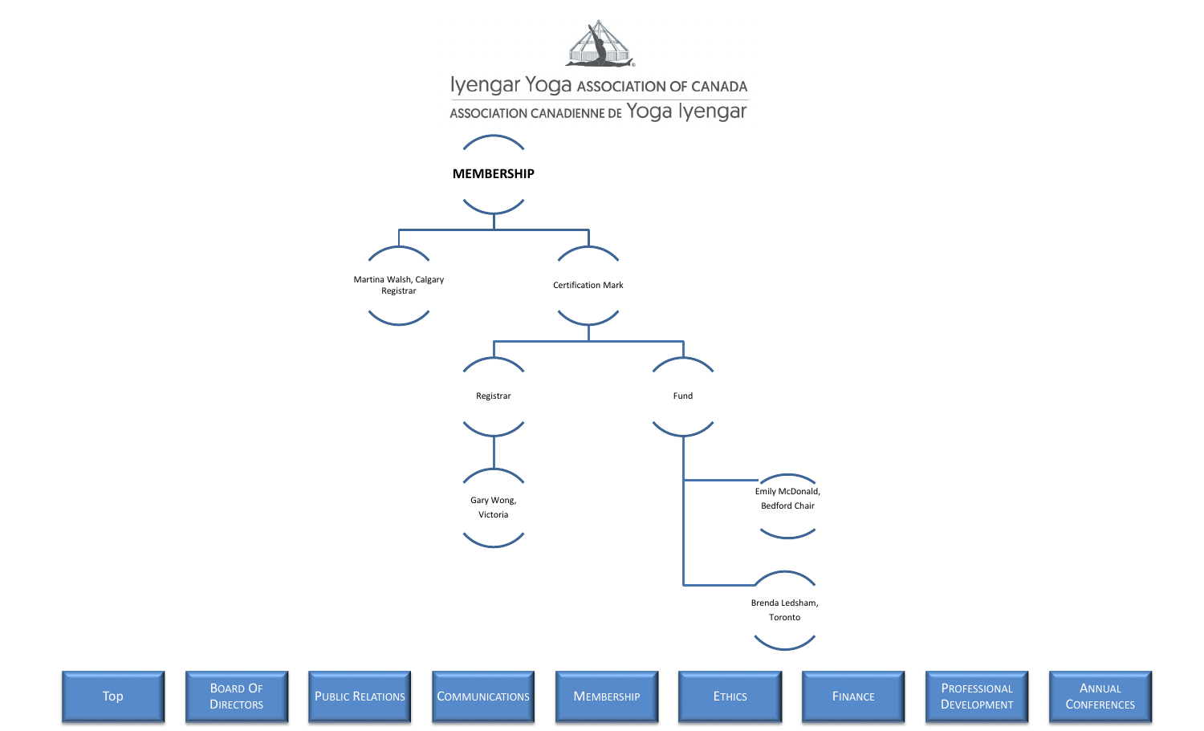Iyengar Yoga ASSOCIATION OF CANADA

ASSOCIATION CANADIENNE DE Yoga Iyengar

## MEMBERSHIP

- Martina Walsh, Calgary
  Registrar
- Certification Mark
  - Registrar
    - Gary Wong,
      Victoria
  - Fund
    - Emily McDonald,
      Bedford Chair
    - Brenda Ledsham,
      Toronto

Top | Board Of Directors | Public Relations | Communications | Membership | Ethics | Finance | Professional Development | Annual Conferences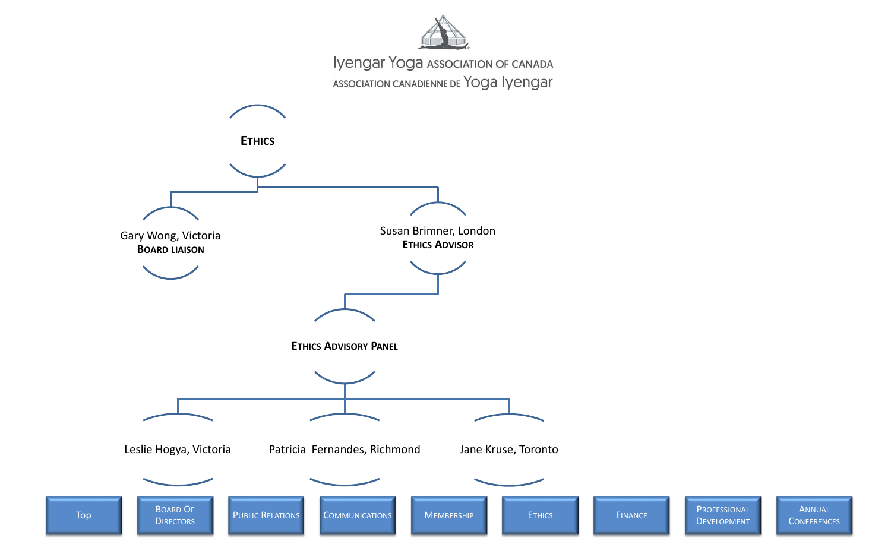Iyengar Yoga ASSOCIATION OF CANADA

ASSOCIATION CANADIENNE DE Yoga Iyengar

# ETHICS

Gary Wong, Victoria
**BOARD LIAISON**

Susan Brimner, London
**ETHICS ADVISOR**

**ETHICS ADVISORY PANEL**

Leslie Hogya, Victoria

Patricia Fernandes, Richmond

Jane Kruse, Toronto

Top | Board Of Directors | Public Relations | Communications | Membership | Ethics | Finance | Professional Development | Annual Conferences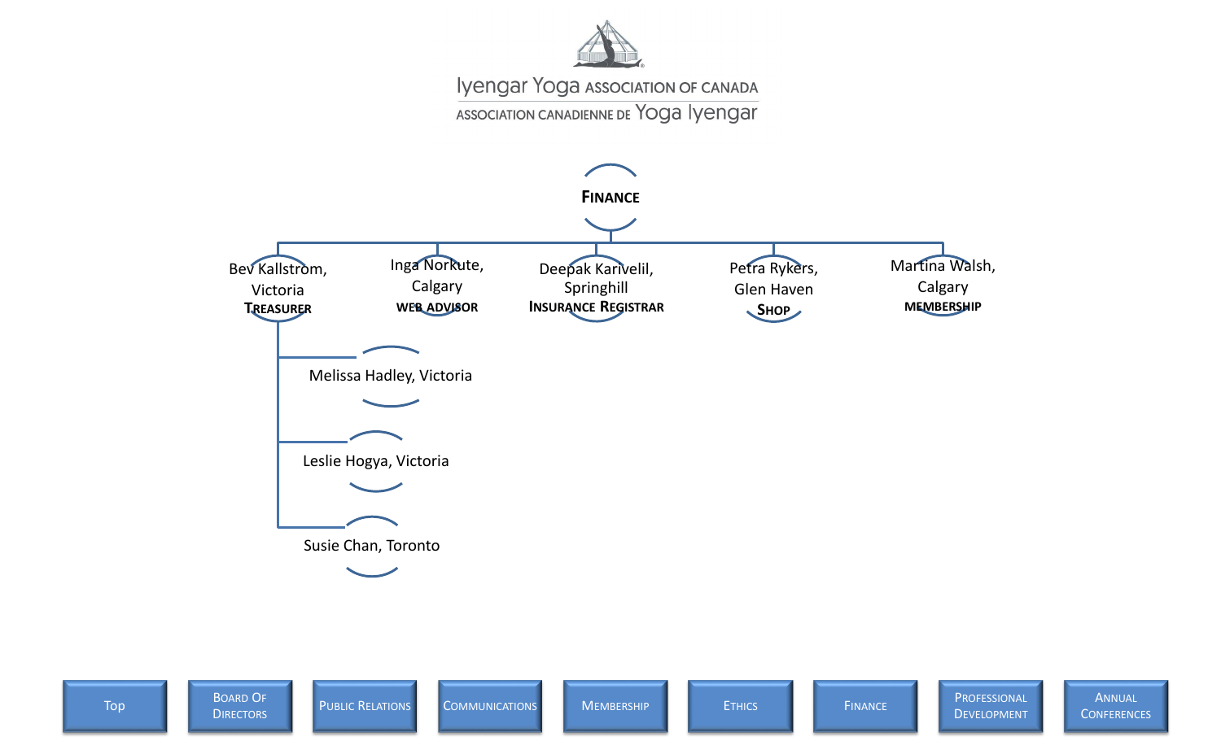Iyengar Yoga ASSOCIATION OF CANADA

ASSOCIATION CANADIENNE DE Yoga Iyengar

# FINANCE

- Bev Kallstrom, Victoria — **TREASURER**
  - Melissa Hadley, Victoria
  - Leslie Hogya, Victoria
  - Susie Chan, Toronto
- Inga Norkute, Calgary — **WEB ADVISOR**
- Deepak Karivelil, Springhill — **INSURANCE REGISTRAR**
- Petra Rykers, Glen Haven — **SHOP**
- Martina Walsh, Calgary — **MEMBERSHIP**

Top | Board Of Directors | Public Relations | Communications | Membership | Ethics | Finance | Professional Development | Annual Conferences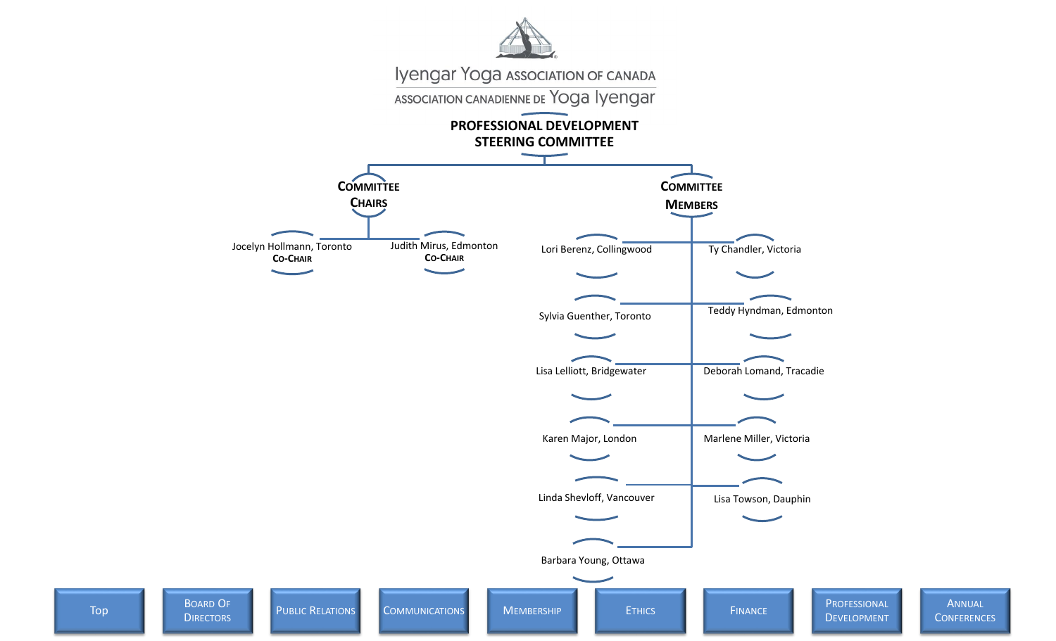Iyengar Yoga ASSOCIATION OF CANADA

ASSOCIATION CANADIENNE DE Yoga Iyengar

# PROFESSIONAL DEVELOPMENT STEERING COMMITTEE

## COMMITTEE CHAIRS

- Jocelyn Hollmann, Toronto
  **CO-CHAIR**
- Judith Mirus, Edmonton
  **CO-CHAIR**

## COMMITTEE MEMBERS

- Lori Berenz, Collingwood
- Ty Chandler, Victoria
- Sylvia Guenther, Toronto
- Teddy Hyndman, Edmonton
- Lisa Lelliott, Bridgewater
- Deborah Lomand, Tracadie
- Karen Major, London
- Marlene Miller, Victoria
- Linda Shevloff, Vancouver
- Lisa Towson, Dauphin
- Barbara Young, Ottawa

Top | Board Of Directors | Public Relations | Communications | Membership | Ethics | Finance | Professional Development | Annual Conferences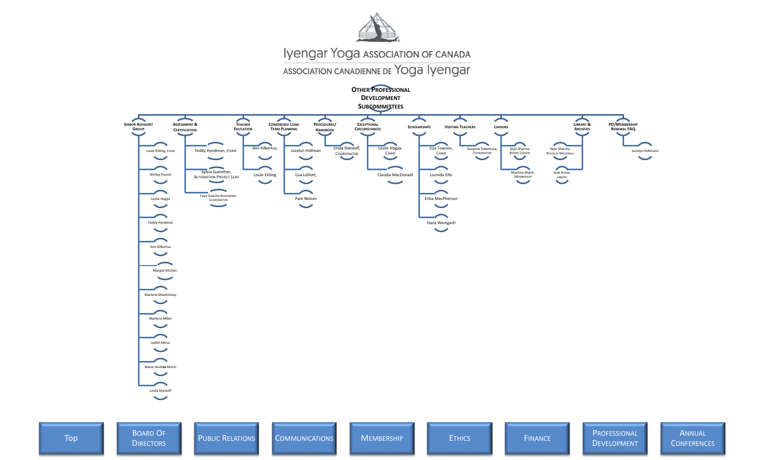Iyengar Yoga Association of Canada

Association Canadienne de Yoga Iyengar

# Other Professional Development Subcommittees

## Senior Advisory Group
- Louie Ettling, Chair
- Shirley French
- Leslie Hogya
- Teddy Hyndman
- Ann Kilbertus
- Margot Kitchen
- Marlene Mawhinney
- Marlene Miller
- Judith Mirus
- Marie-Andrée Morin
- Linda Shevloff

## Assessment & Certification
- Teddy Hyndman, Chair
- Sylvia Guenther, Automation Project Lead
- Faye Gascho Assessment Coordinator

## Teacher Education
- Ann Kilbertus,
- Louie Ettling

## Conference Long Term Planning
- Jocelyn Hollman
- Lisa Lelliott,
- Pam Nelson

## Procedures/ Handbook
- Linda Shevloff, Coordinator

## Exceptional Circumstances
- Leslie Hogya, Chair
- Claudia MacDonald

## Scholarships
- Lisa Towson, Chair
- Lucinda Ellis
- Erika MacPherson
- Hana Weingartl

## Visiting Teachers
- Suzanne Takemura, Coordinator

## Liaisons
- Skjei Sharma Board Liaison
- Martina Walsh, Membership

## Library & Archives
- Skjei Sharma, Physical Materials
- Jane Kruse, Library

## PD/Membership Renewal FAQ
- Jocelyn Hollmann

Top | Board Of Directors | Public Relations | Communications | Membership | Ethics | Finance | Professional Development | Annual Conferences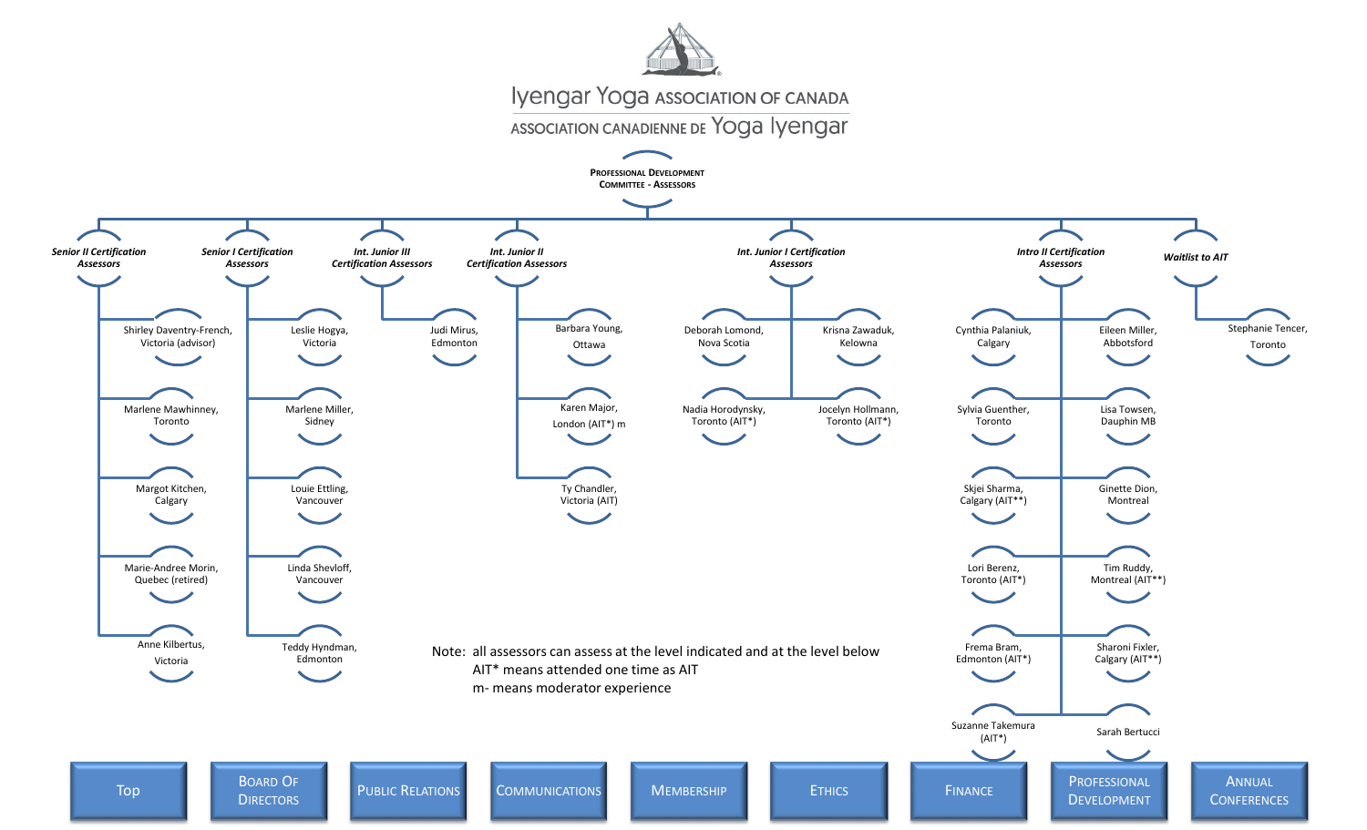# Iyengar Yoga Association of Canada
## Association Canadienne de Yoga Iyengar

### Professional Development Committee - Assessors

#### *Senior II Certification Assessors*
- Shirley Daventry-French, Victoria (advisor)
- Marlene Mawhinney, Toronto
- Margot Kitchen, Calgary
- Marie-Andree Morin, Quebec (retired)
- Anne Kilbertus, Victoria

#### *Senior I Certification Assessors*
- Leslie Hogya, Victoria
- Marlene Miller, Sidney
- Louie Ettling, Vancouver
- Linda Shevloff, Vancouver
- Teddy Hyndman, Edmonton

#### *Int. Junior III Certification Assessors*
- Judi Mirus, Edmonton

#### *Int. Junior II Certification Assessors*
- Barbara Young, Ottawa
- Karen Major, London (AIT*) m
- Ty Chandler, Victoria (AIT)

#### *Int. Junior I Certification Assessors*
- Deborah Lomond, Nova Scotia
- Krisna Zawaduk, Kelowna
- Nadia Horodynsky, Toronto (AIT*)
- Jocelyn Hollmann, Toronto (AIT*)

#### *Intro II Certification Assessors*
- Cynthia Palaniuk, Calgary
- Eileen Miller, Abbotsford
- Sylvia Guenther, Toronto
- Lisa Towsen, Dauphin MB
- Skjei Sharma, Calgary (AIT**)
- Ginette Dion, Montreal
- Lori Berenz, Toronto (AIT*)
- Tim Ruddy, Montreal (AIT**)
- Frema Bram, Edmonton (AIT*)
- Sharoni Fixler, Calgary (AIT**)
- Suzanne Takemura (AIT*)
- Sarah Bertucci

#### *Waitlist to AIT*
- Stephanie Tencer, Toronto

Note: all assessors can assess at the level indicated and at the level below
AIT* means attended one time as AIT
m- means moderator experience

Top | Board Of Directors | Public Relations | Communications | Membership | Ethics | Finance | Professional Development | Annual Conferences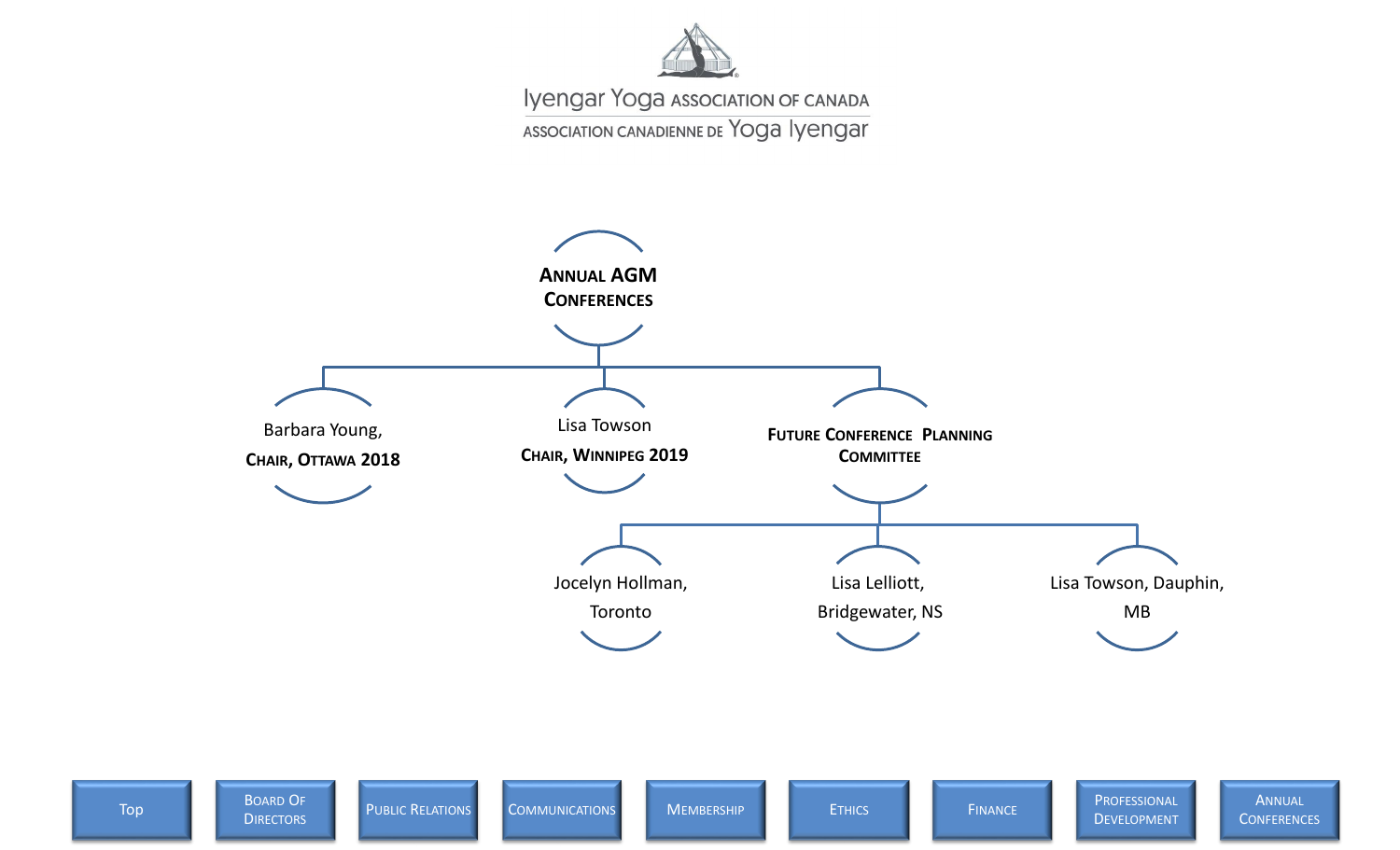Iyengar Yoga Association of Canada

Association canadienne de Yoga Iyengar

# Annual AGM Conferences

- Barbara Young, **Chair, Ottawa 2018**
- Lisa Towson **Chair, Winnipeg 2019**
- **Future Conference Planning Committee**
  - Jocelyn Hollman, Toronto
  - Lisa Lelliott, Bridgewater, NS
  - Lisa Towson, Dauphin, MB

Top | Board Of Directors | Public Relations | Communications | Membership | Ethics | Finance | Professional Development | Annual Conferences